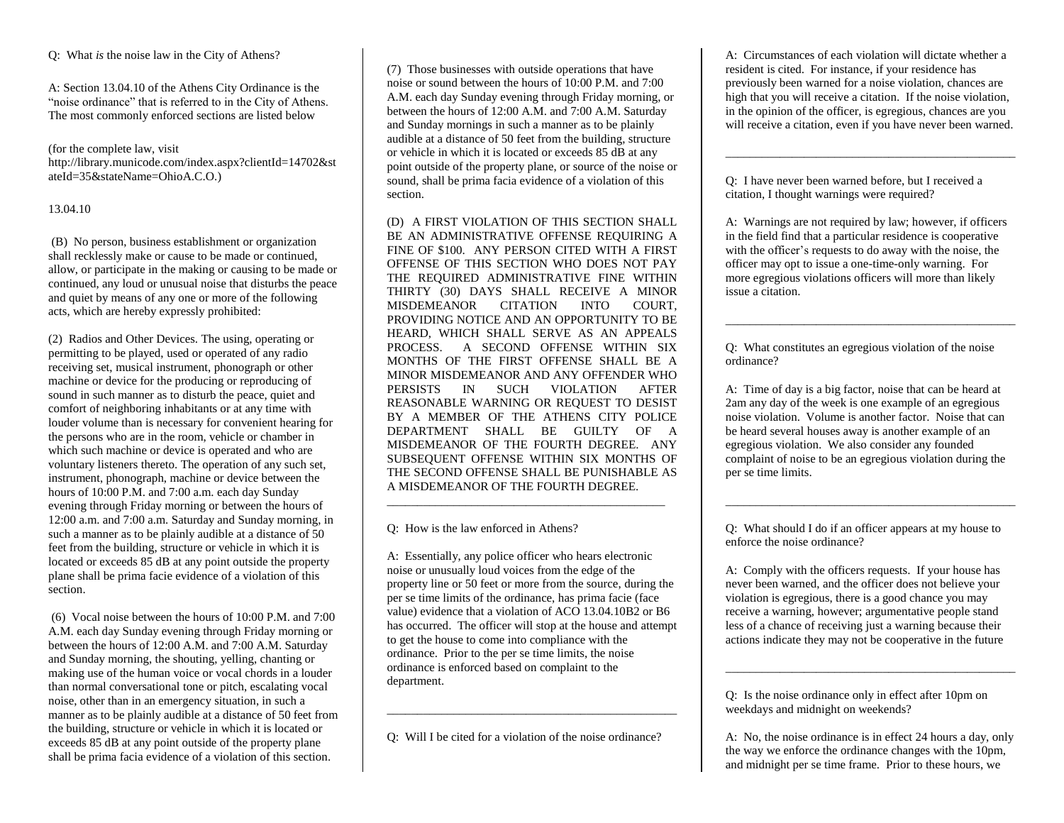Q: What *is* the noise law in the City of Athens?

A: Section 13.04.10 of the Athens City Ordinance is the "noise ordinance" that is referred to in the City of Athens. The most commonly enforced sections are listed below

(for the complete law, visit http://library.municode.com/index.aspx?clientId=14702&stateId=35&stateName=OhioA.C.O.)

13.04.10

(B) No person, business establishment or organization shall recklessly make or cause to be made or continued, allow, or participate in the making or causing to be made or continued, any loud or unusual noise that disturbs the peace and quiet by means of any one or more of the following acts, which are hereby expressly prohibited:

(2) Radios and Other Devices. The using, operating or permitting to be played, used or operated of any radio receiving set, musical instrument, phonograph or other machine or device for the producing or reproducing of sound in such manner as to disturb the peace, quiet and comfort of neighboring inhabitants or at any time with louder volume than is necessary for convenient hearing for the persons who are in the room, vehicle or chamber in which such machine or device is operated and who are voluntary listeners thereto. The operation of any such set, instrument, phonograph, machine or device between the hours of 10:00 P.M. and 7:00 a.m. each day Sunday evening through Friday morning or between the hours of 12:00 a.m. and 7:00 a.m. Saturday and Sunday morning, in such a manner as to be plainly audible at a distance of 50 feet from the building, structure or vehicle in which it is located or exceeds 85 dB at any point outside the property plane shall be prima facie evidence of a violation of this section.

(6) Vocal noise between the hours of 10:00 P.M. and 7:00 A.M. each day Sunday evening through Friday morning or between the hours of 12:00 A.M. and 7:00 A.M. Saturday and Sunday morning, the shouting, yelling, chanting or making use of the human voice or vocal chords in a louder than normal conversational tone or pitch, escalating vocal noise, other than in an emergency situation, in such a manner as to be plainly audible at a distance of 50 feet from the building, structure or vehicle in which it is located or exceeds 85 dB at any point outside of the property plane shall be prima facia evidence of a violation of this section.

(7) Those businesses with outside operations that have noise or sound between the hours of 10:00 P.M. and 7:00 A.M. each day Sunday evening through Friday morning, or between the hours of 12:00 A.M. and 7:00 A.M. Saturday and Sunday mornings in such a manner as to be plainly audible at a distance of 50 feet from the building, structure or vehicle in which it is located or exceeds 85 dB at any point outside of the property plane, or source of the noise or sound, shall be prima facia evidence of a violation of this section.

(D) A FIRST VIOLATION OF THIS SECTION SHALL BE AN ADMINISTRATIVE OFFENSE REQUIRING A FINE OF $100. ANY PERSON CITED WITH A FIRST OFFENSE OF THIS SECTION WHO DOES NOT PAY THE REQUIRED ADMINISTRATIVE FINE WITHIN THIRTY (30) DAYS SHALL RECEIVE A MINOR MISDEMEANOR CITATION INTO COURT, PROVIDING NOTICE AND AN OPPORTUNITY TO BE HEARD, WHICH SHALL SERVE AS AN APPEALS PROCESS. A SECOND OFFENSE WITHIN SIX MONTHS OF THE FIRST OFFENSE SHALL BE A MINOR MISDEMEANOR AND ANY OFFENDER WHO PERSISTS IN SUCH VIOLATION AFTER REASONABLE WARNING OR REQUEST TO DESIST BY A MEMBER OF THE ATHENS CITY POLICE DEPARTMENT SHALL BE GUILTY OF A MISDEMEANOR OF THE FOURTH DEGREE. ANY SUBSEQUENT OFFENSE WITHIN SIX MONTHS OF THE SECOND OFFENSE SHALL BE PUNISHABLE AS A MISDEMEANOR OF THE FOURTH DEGREE.

---

Q: How is the law enforced in Athens?

A: Essentially, any police officer who hears electronic noise or unusually loud voices from the edge of the property line or 50 feet or more from the source, during the per se time limits of the ordinance, has prima facie (face value) evidence that a violation of ACO 13.04.10B2 or B6 has occurred. The officer will stop at the house and attempt to get the house to come into compliance with the ordinance. Prior to the per se time limits, the noise ordinance is enforced based on complaint to the department.

---

Q: Will I be cited for a violation of the noise ordinance?

A: Circumstances of each violation will dictate whether a resident is cited. For instance, if your residence has previously been warned for a noise violation, chances are high that you will receive a citation. If the noise violation, in the opinion of the officer, is egregious, chances are you will receive a citation, even if you have never been warned.

---

Q: I have never been warned before, but I received a citation, I thought warnings were required?

A: Warnings are not required by law; however, if officers in the field find that a particular residence is cooperative with the officer's requests to do away with the noise, the officer may opt to issue a one-time-only warning. For more egregious violations officers will more than likely issue a citation.

---

Q: What constitutes an egregious violation of the noise ordinance?

A: Time of day is a big factor, noise that can be heard at 2am any day of the week is one example of an egregious noise violation. Volume is another factor. Noise that can be heard several houses away is another example of an egregious violation. We also consider any founded complaint of noise to be an egregious violation during the per se time limits.

---

Q: What should I do if an officer appears at my house to enforce the noise ordinance?

A: Comply with the officers requests. If your house has never been warned, and the officer does not believe your violation is egregious, there is a good chance you may receive a warning, however; argumentative people stand less of a chance of receiving just a warning because their actions indicate they may not be cooperative in the future

---

Q: Is the noise ordinance only in effect after 10pm on weekdays and midnight on weekends?

A: No, the noise ordinance is in effect 24 hours a day, only the way we enforce the ordinance changes with the 10pm, and midnight per se time frame. Prior to these hours, we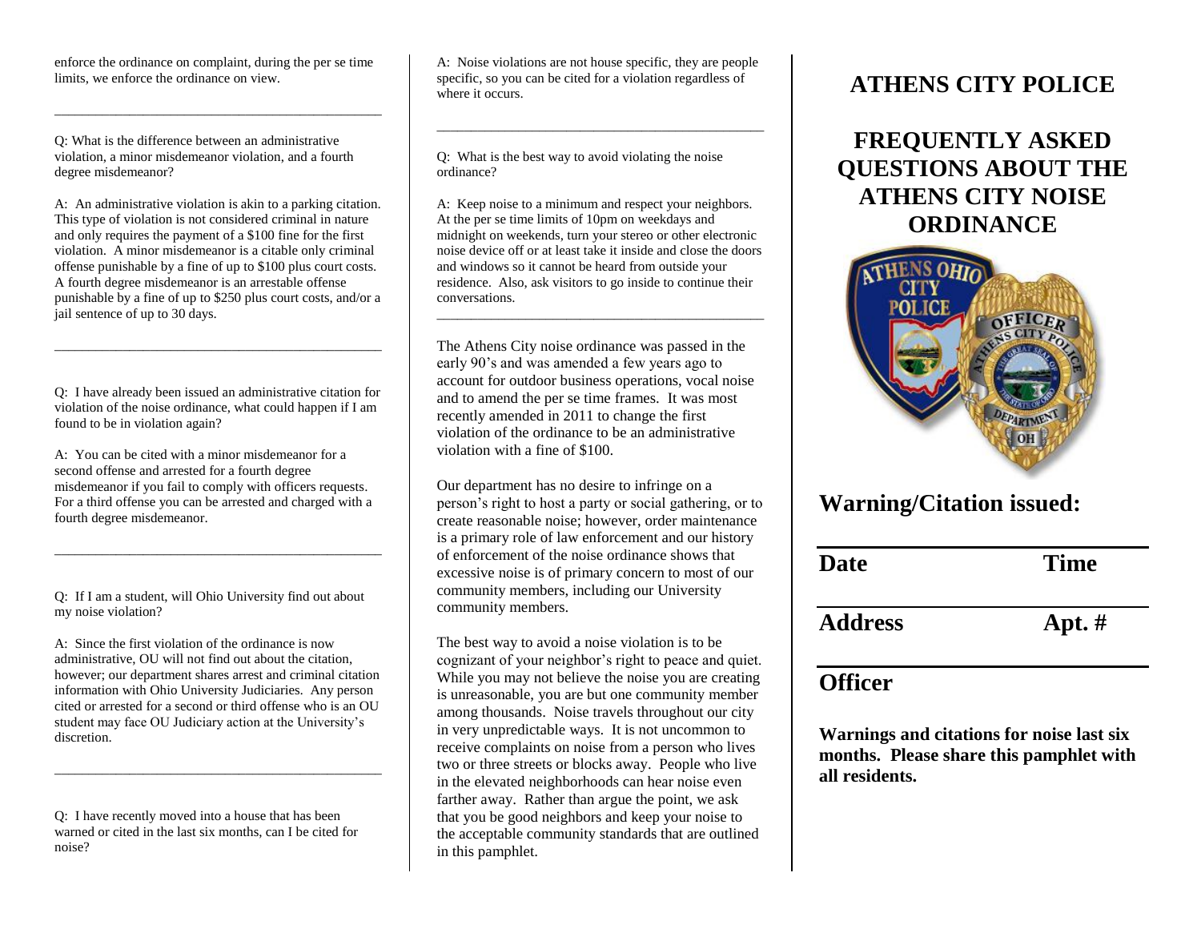enforce the ordinance on complaint, during the per se time limits, we enforce the ordinance on view.

---

Q: What is the difference between an administrative violation, a minor misdemeanor violation, and a fourth degree misdemeanor?

A: An administrative violation is akin to a parking citation. This type of violation is not considered criminal in nature and only requires the payment of a $100 fine for the first violation. A minor misdemeanor is a citable only criminal offense punishable by a fine of up to $100 plus court costs. A fourth degree misdemeanor is an arrestable offense punishable by a fine of up to $250 plus court costs, and/or a jail sentence of up to 30 days.

---

Q: I have already been issued an administrative citation for violation of the noise ordinance, what could happen if I am found to be in violation again?

A: You can be cited with a minor misdemeanor for a second offense and arrested for a fourth degree misdemeanor if you fail to comply with officers requests. For a third offense you can be arrested and charged with a fourth degree misdemeanor.

---

Q: If I am a student, will Ohio University find out about my noise violation?

A: Since the first violation of the ordinance is now administrative, OU will not find out about the citation, however; our department shares arrest and criminal citation information with Ohio University Judiciaries. Any person cited or arrested for a second or third offense who is an OU student may face OU Judiciary action at the University's discretion.

---

Q: I have recently moved into a house that has been warned or cited in the last six months, can I be cited for noise?

A: Noise violations are not house specific, they are people specific, so you can be cited for a violation regardless of where it occurs.

---

Q: What is the best way to avoid violating the noise ordinance?

A: Keep noise to a minimum and respect your neighbors. At the per se time limits of 10pm on weekdays and midnight on weekends, turn your stereo or other electronic noise device off or at least take it inside and close the doors and windows so it cannot be heard from outside your residence. Also, ask visitors to go inside to continue their conversations.

---

The Athens City noise ordinance was passed in the early 90's and was amended a few years ago to account for outdoor business operations, vocal noise and to amend the per se time frames. It was most recently amended in 2011 to change the first violation of the ordinance to be an administrative violation with a fine of $100.

Our department has no desire to infringe on a person's right to host a party or social gathering, or to create reasonable noise; however, order maintenance is a primary role of law enforcement and our history of enforcement of the noise ordinance shows that excessive noise is of primary concern to most of our community members, including our University community members.

The best way to avoid a noise violation is to be cognizant of your neighbor's right to peace and quiet. While you may not believe the noise you are creating is unreasonable, you are but one community member among thousands. Noise travels throughout our city in very unpredictable ways. It is not uncommon to receive complaints on noise from a person who lives two or three streets or blocks away. People who live in the elevated neighborhoods can hear noise even farther away. Rather than argue the point, we ask that you be good neighbors and keep your noise to the acceptable community standards that are outlined in this pamphlet.

# ATHENS CITY POLICE

# FREQUENTLY ASKED QUESTIONS ABOUT THE ATHENS CITY NOISE ORDINANCE

## Warning/Citation issued:

**Date** **Time**

**Address** **Apt. #**

**Officer**

**Warnings and citations for noise last six months. Please share this pamphlet with all residents.**